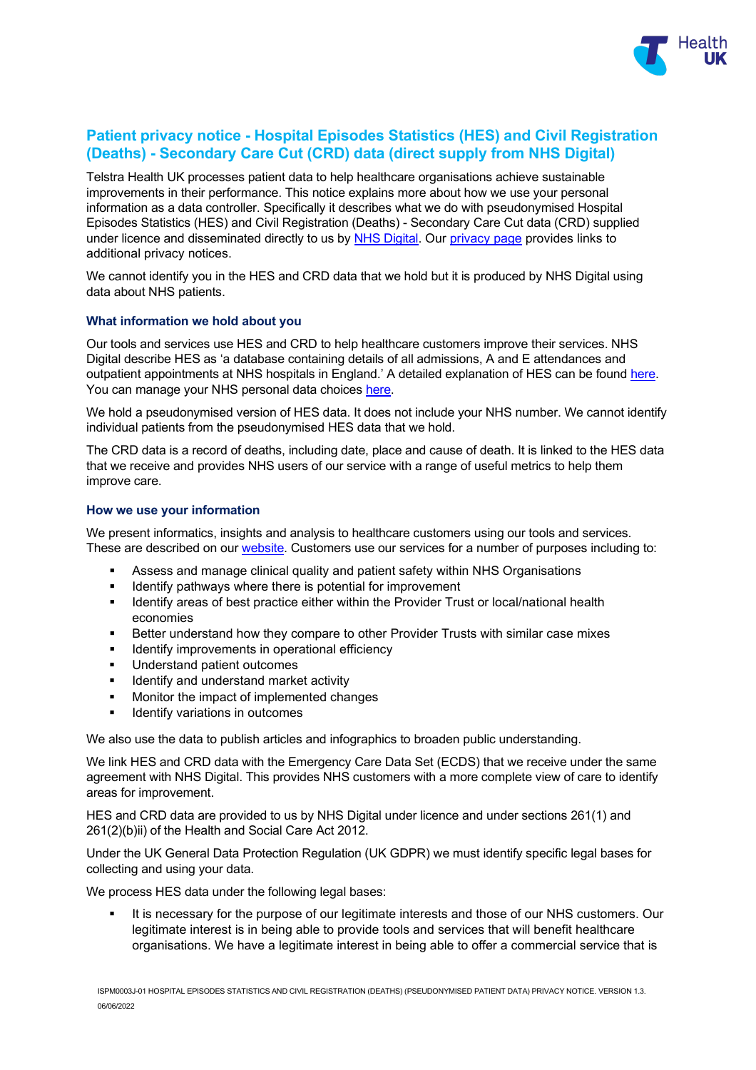## Patient privacy notice - Hospital Episodes Statistics (HES) and Civil Registration (Deaths) - Secondary Care Cut (CRD) data (direct supply from NHS Digital)

Telstra Health UK processes patient data to help healthcare organisations achieve sustainable improvements in their performance. This notice explains more about how we use your personal information as a data controller. Specifically it describes what we do with pseudonymised Hospital Episodes Statistics (HES) and Civil Registration (Deaths) - Secondary Care Cut data (CRD) supplied under licence and disseminated directly to us by NHS Digital. Our privacy page provides links to additional privacy notices.

We cannot identify you in the HES and CRD data that we hold but it is produced by NHS Digital using data about NHS patients.

### What information we hold about you

Our tools and services use HES and CRD to help healthcare customers improve their services. NHS Digital describe HES as 'a database containing details of all admissions, A and E attendances and outpatient appointments at NHS hospitals in England.' A detailed explanation of HES can be found here. You can manage your NHS personal data choices here.

We hold a pseudonymised version of HES data. It does not include your NHS number. We cannot identify individual patients from the pseudonymised HES data that we hold.

The CRD data is a record of deaths, including date, place and cause of death. It is linked to the HES data that we receive and provides NHS users of our service with a range of useful metrics to help them improve care.

### How we use your information

We present informatics, insights and analysis to healthcare customers using our tools and services. These are described on our website. Customers use our services for a number of purposes including to:

- Assess and manage clinical quality and patient safety within NHS Organisations
- Identify pathways where there is potential for improvement
- Identify areas of best practice either within the Provider Trust or local/national health economies
- Better understand how they compare to other Provider Trusts with similar case mixes
- Identify improvements in operational efficiency
- Understand patient outcomes
- Identify and understand market activity
- Monitor the impact of implemented changes
- Identify variations in outcomes

We also use the data to publish articles and infographics to broaden public understanding.

We link HES and CRD data with the Emergency Care Data Set (ECDS) that we receive under the same agreement with NHS Digital. This provides NHS customers with a more complete view of care to identify areas for improvement.

HES and CRD data are provided to us by NHS Digital under licence and under sections 261(1) and 261(2)(b)ii) of the Health and Social Care Act 2012.

Under the UK General Data Protection Regulation (UK GDPR) we must identify specific legal bases for collecting and using your data.

We process HES data under the following legal bases:

- It is necessary for the purpose of our legitimate interests and those of our NHS customers. Our legitimate interest is in being able to provide tools and services that will benefit healthcare organisations. We have a legitimate interest in being able to offer a commercial service that is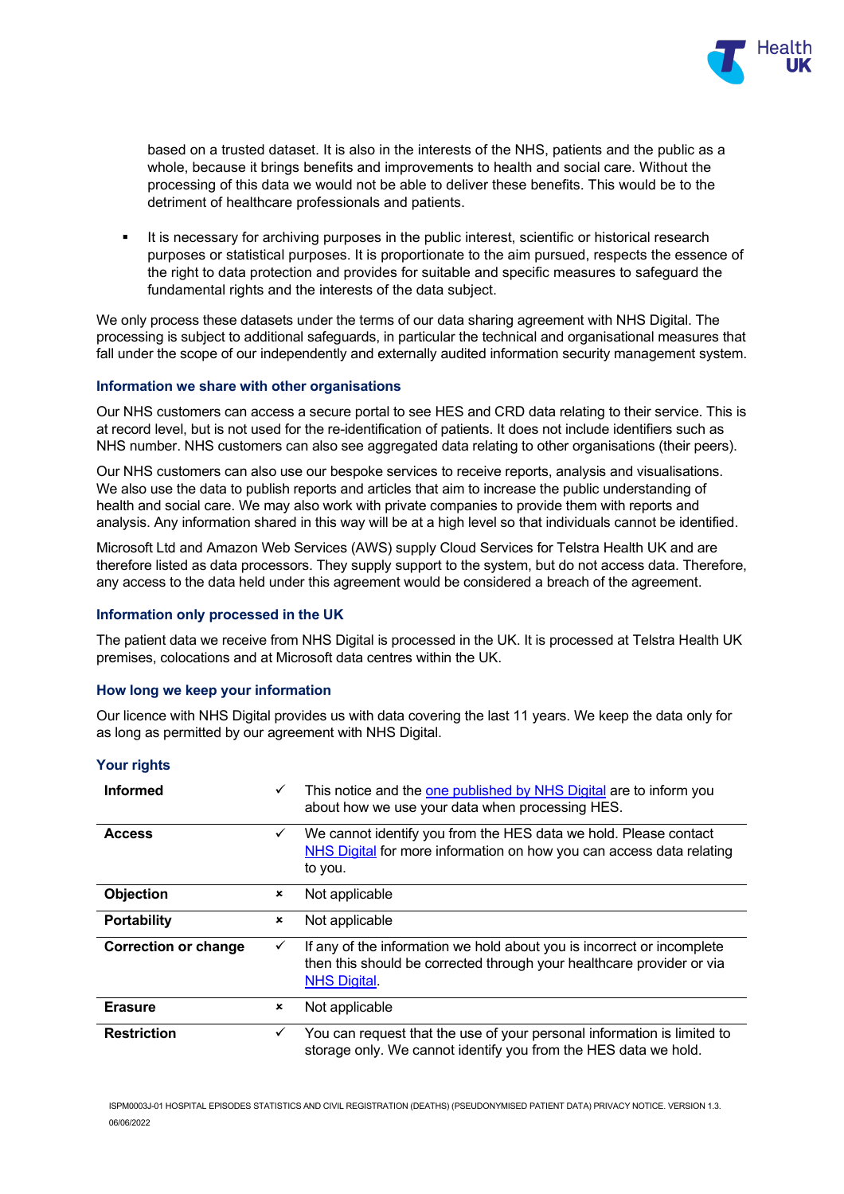based on a trusted dataset. It is also in the interests of the NHS, patients and the public as a whole, because it brings benefits and improvements to health and social care. Without the processing of this data we would not be able to deliver these benefits. This would be to the detriment of healthcare professionals and patients.

- It is necessary for archiving purposes in the public interest, scientific or historical research purposes or statistical purposes. It is proportionate to the aim pursued, respects the essence of the right to data protection and provides for suitable and specific measures to safeguard the fundamental rights and the interests of the data subject.

We only process these datasets under the terms of our data sharing agreement with NHS Digital. The processing is subject to additional safeguards, in particular the technical and organisational measures that fall under the scope of our independently and externally audited information security management system.

### Information we share with other organisations

Our NHS customers can access a secure portal to see HES and CRD data relating to their service. This is at record level, but is not used for the re-identification of patients. It does not include identifiers such as NHS number. NHS customers can also see aggregated data relating to other organisations (their peers).

Our NHS customers can also use our bespoke services to receive reports, analysis and visualisations. We also use the data to publish reports and articles that aim to increase the public understanding of health and social care. We may also work with private companies to provide them with reports and analysis. Any information shared in this way will be at a high level so that individuals cannot be identified.

Microsoft Ltd and Amazon Web Services (AWS) supply Cloud Services for Telstra Health UK and are therefore listed as data processors. They supply support to the system, but do not access data. Therefore, any access to the data held under this agreement would be considered a breach of the agreement.

### Information only processed in the UK

The patient data we receive from NHS Digital is processed in the UK. It is processed at Telstra Health UK premises, colocations and at Microsoft data centres within the UK.

### How long we keep your information

Our licence with NHS Digital provides us with data covering the last 11 years. We keep the data only for as long as permitted by our agreement with NHS Digital.

### Your rights

| | | |
|---|---|---|
| **Informed** | ✓ | This notice and the one published by NHS Digital are to inform you about how we use your data when processing HES. |
| **Access** | ✓ | We cannot identify you from the HES data we hold. Please contact NHS Digital for more information on how you can access data relating to you. |
| **Objection** | × | Not applicable |
| **Portability** | × | Not applicable |
| **Correction or change** | ✓ | If any of the information we hold about you is incorrect or incomplete then this should be corrected through your healthcare provider or via NHS Digital. |
| **Erasure** | × | Not applicable |
| **Restriction** | ✓ | You can request that the use of your personal information is limited to storage only. We cannot identify you from the HES data we hold. |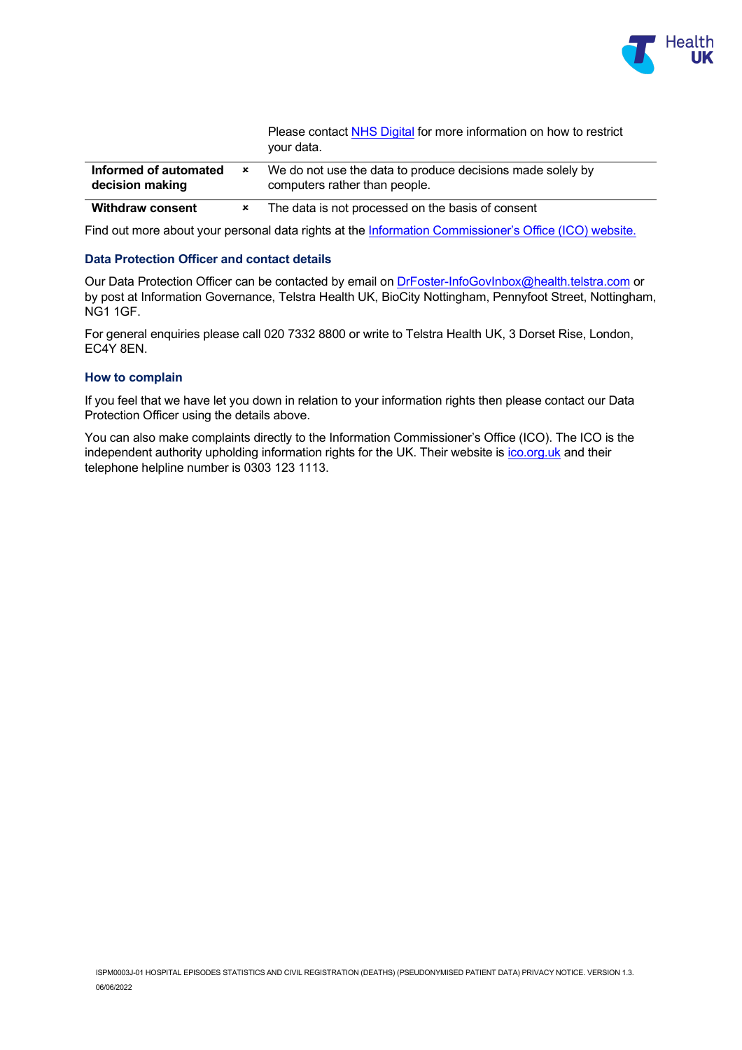| | | |
|---|---|---|
| | | Please contact NHS Digital for more information on how to restrict your data. |
| **Informed of automated decision making** | × | We do not use the data to produce decisions made solely by computers rather than people. |
| **Withdraw consent** | × | The data is not processed on the basis of consent |

Find out more about your personal data rights at the Information Commissioner's Office (ICO) website.

### Data Protection Officer and contact details

Our Data Protection Officer can be contacted by email on DrFoster-InfoGovInbox@health.telstra.com or by post at Information Governance, Telstra Health UK, BioCity Nottingham, Pennyfoot Street, Nottingham, NG1 1GF.

For general enquiries please call 020 7332 8800 or write to Telstra Health UK, 3 Dorset Rise, London, EC4Y 8EN.

### How to complain

If you feel that we have let you down in relation to your information rights then please contact our Data Protection Officer using the details above.

You can also make complaints directly to the Information Commissioner's Office (ICO). The ICO is the independent authority upholding information rights for the UK. Their website is ico.org.uk and their telephone helpline number is 0303 123 1113.